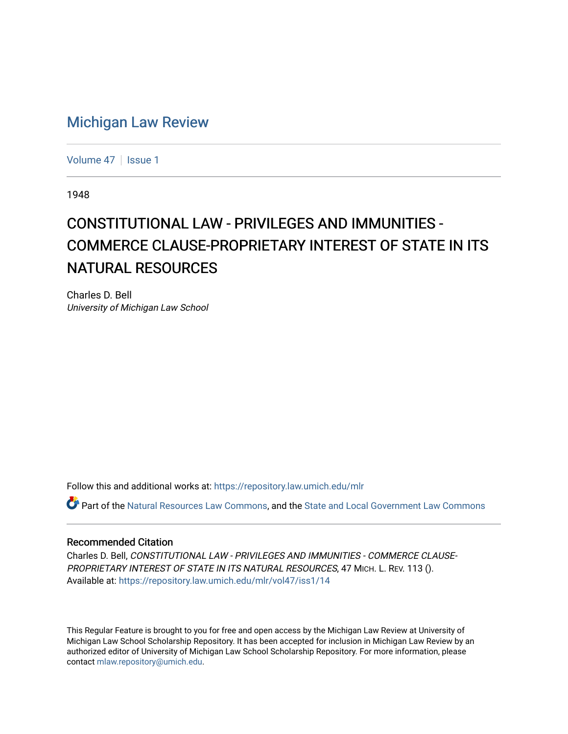# Michigan Law Review

Volume 47 | Issue 1

1948

## CONSTITUTIONAL LAW - PRIVILEGES AND IMMUNITIES - COMMERCE CLAUSE-PROPRIETARY INTEREST OF STATE IN ITS NATURAL RESOURCES

Charles D. Bell
*University of Michigan Law School*

Follow this and additional works at: https://repository.law.umich.edu/mlr

Part of the Natural Resources Law Commons, and the State and Local Government Law Commons

### Recommended Citation

Charles D. Bell, *CONSTITUTIONAL LAW - PRIVILEGES AND IMMUNITIES - COMMERCE CLAUSE-PROPRIETARY INTEREST OF STATE IN ITS NATURAL RESOURCES*, 47 MICH. L. REV. 113 ().
Available at: https://repository.law.umich.edu/mlr/vol47/iss1/14

This Regular Feature is brought to you for free and open access by the Michigan Law Review at University of Michigan Law School Scholarship Repository. It has been accepted for inclusion in Michigan Law Review by an authorized editor of University of Michigan Law School Scholarship Repository. For more information, please contact mlaw.repository@umich.edu.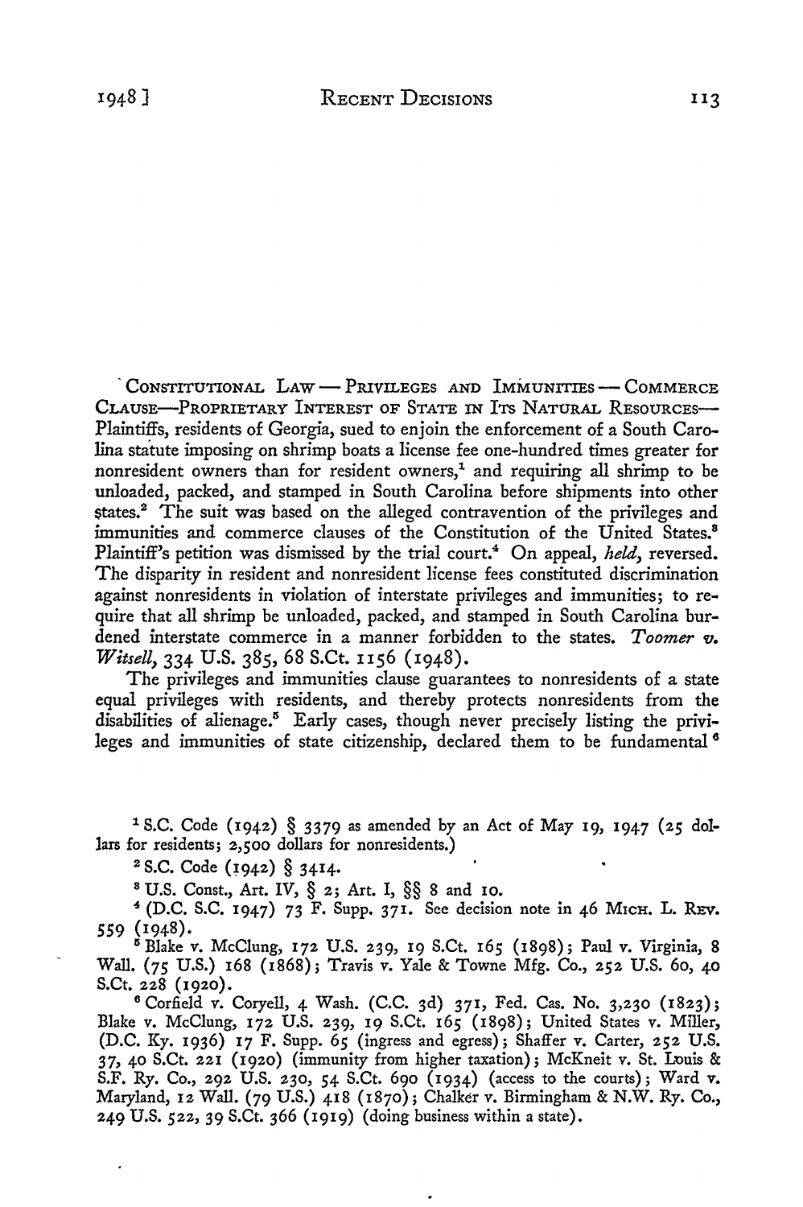CONSTITUTIONAL LAW — PRIVILEGES AND IMMUNITIES — COMMERCE CLAUSE—PROPRIETARY INTEREST OF STATE IN ITS NATURAL RESOURCES— Plaintiffs, residents of Georgia, sued to enjoin the enforcement of a South Carolina statute imposing on shrimp boats a license fee one-hundred times greater for nonresident owners than for resident owners,[1] and requiring all shrimp to be unloaded, packed, and stamped in South Carolina before shipments into other states.[2] The suit was based on the alleged contravention of the privileges and immunities and commerce clauses of the Constitution of the United States.[3] Plaintiff's petition was dismissed by the trial court.[4] On appeal, *held,* reversed. The disparity in resident and nonresident license fees constituted discrimination against nonresidents in violation of interstate privileges and immunities; to require that all shrimp be unloaded, packed, and stamped in South Carolina burdened interstate commerce in a manner forbidden to the states. *Toomer v. Witsell,* 334 U.S. 385, 68 S.Ct. 1156 (1948).

The privileges and immunities clause guarantees to nonresidents of a state equal privileges with residents, and thereby protects nonresidents from the disabilities of alienage.[5] Early cases, though never precisely listing the privileges and immunities of state citizenship, declared them to be fundamental[6]

---

[1] S.C. Code (1942) § 3379 as amended by an Act of May 19, 1947 (25 dollars for residents; 2,500 dollars for nonresidents.)

[2] S.C. Code (1942) § 3414.

[3] U.S. Const., Art. IV, § 2; Art. I, §§ 8 and 10.

[4] (D.C. S.C. 1947) 73 F. Supp. 371. See decision note in 46 MICH. L. REV. 559 (1948).

[5] Blake v. McClung, 172 U.S. 239, 19 S.Ct. 165 (1898); Paul v. Virginia, 8 Wall. (75 U.S.) 168 (1868); Travis v. Yale & Towne Mfg. Co., 252 U.S. 60, 40 S.Ct. 228 (1920).

[6] Corfield v. Coryell, 4 Wash. (C.C. 3d) 371, Fed. Cas. No. 3,230 (1823); Blake v. McClung, 172 U.S. 239, 19 S.Ct. 165 (1898); United States v. Miller, (D.C. Ky. 1936) 17 F. Supp. 65 (ingress and egress); Shaffer v. Carter, 252 U.S. 37, 40 S.Ct. 221 (1920) (immunity from higher taxation); McKneit v. St. Louis & S.F. Ry. Co., 292 U.S. 230, 54 S.Ct. 690 (1934) (access to the courts); Ward v. Maryland, 12 Wall. (79 U.S.) 418 (1870); Chalker v. Birmingham & N.W. Ry. Co., 249 U.S. 522, 39 S.Ct. 366 (1919) (doing business within a state).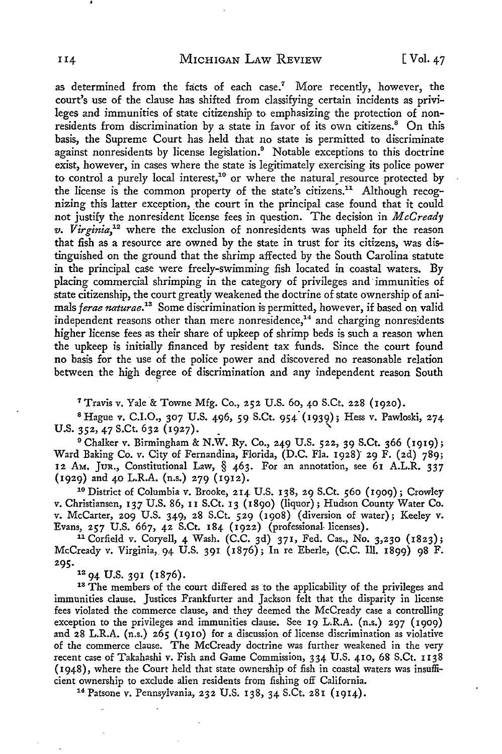as determined from the facts of each case.[7] More recently, however, the court's use of the clause has shifted from classifying certain incidents as privileges and immunities of state citizenship to emphasizing the protection of nonresidents from discrimination by a state in favor of its own citizens.[8] On this basis, the Supreme Court has held that no state is permitted to discriminate against nonresidents by license legislation.[9] Notable exceptions to this doctrine exist, however, in cases where the state is legitimately exercising its police power to control a purely local interest,[10] or where the natural resource protected by the license is the common property of the state's citizens.[11] Although recognizing this latter exception, the court in the principal case found that it could not justify the nonresident license fees in question. The decision in *McCready v. Virginia*,[12] where the exclusion of nonresidents was upheld for the reason that fish as a resource are owned by the state in trust for its citizens, was distinguished on the ground that the shrimp affected by the South Carolina statute in the principal case were freely-swimming fish located in coastal waters. By placing commercial shrimping in the category of privileges and immunities of state citizenship, the court greatly weakened the doctrine of state ownership of animals *ferae naturae*.[13] Some discrimination is permitted, however, if based on valid independent reasons other than mere nonresidence,[14] and charging nonresidents higher license fees as their share of upkeep of shrimp beds is such a reason when the upkeep is initially financed by resident tax funds. Since the court found no basis for the use of the police power and discovered no reasonable relation between the high degree of discrimination and any independent reason South

---

[7] Travis v. Yale & Towne Mfg. Co., 252 U.S. 60, 40 S.Ct. 228 (1920).

[8] Hague v. C.I.O., 307 U.S. 496, 59 S.Ct. 954 (1939); Hess v. Pawloski, 274 U.S. 352, 47 S.Ct. 632 (1927).

[9] Chalker v. Birmingham & N.W. Ry. Co., 249 U.S. 522, 39 S.Ct. 366 (1919); Ward Baking Co. v. City of Fernandina, Florida, (D.C. Fla. 1928) 29 F. (2d) 789; 12 Am. Jur., Constitutional Law, § 463. For an annotation, see 61 A.L.R. 337 (1929) and 40 L.R.A. (n.s.) 279 (1912).

[10] District of Columbia v. Brooke, 214 U.S. 138, 29 S.Ct. 560 (1909); Crowley v. Christiansen, 137 U.S. 86, 11 S.Ct. 13 (1890) (liquor); Hudson County Water Co. v. McCarter, 209 U.S. 349, 28 S.Ct. 529 (1908) (diversion of water); Keeley v. Evans, 257 U.S. 667, 42 S.Ct. 184 (1922) (professional licenses).

[11] Corfield v. Coryell, 4 Wash. (C.C. 3d) 371, Fed. Cas., No. 3,230 (1823); McCready v. Virginia, 94 U.S. 391 (1876); In re Eberle, (C.C. Ill. 1899) 98 F. 295.

[12] 94 U.S. 391 (1876).

[13] The members of the court differed as to the applicability of the privileges and immunities clause. Justices Frankfurter and Jackson felt that the disparity in license fees violated the commerce clause, and they deemed the McCready case a controlling exception to the privileges and immunities clause. See 19 L.R.A. (n.s.) 297 (1909) and 28 L.R.A. (n.s.) 265 (1910) for a discussion of license discrimination as violative of the commerce clause. The McCready doctrine was further weakened in the very recent case of Takahashi v. Fish and Game Commission, 334 U.S. 410, 68 S.Ct. 1138 (1948), where the Court held that state ownership of fish in coastal waters was insufficient ownership to exclude alien residents from fishing off California.

[14] Patsone v. Pennsylvania, 232 U.S. 138, 34 S.Ct. 281 (1914).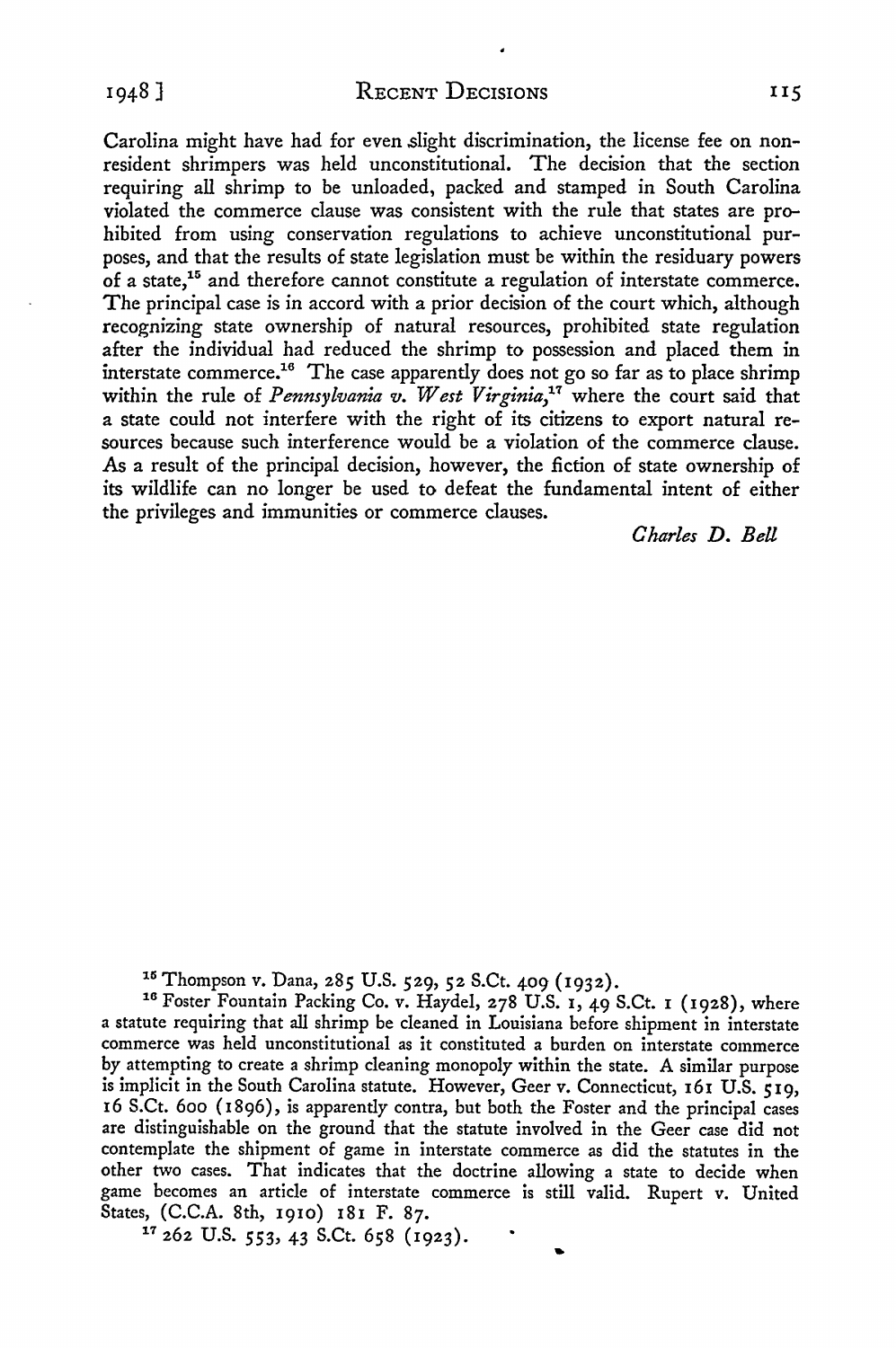Carolina might have had for even slight discrimination, the license fee on nonresident shrimpers was held unconstitutional. The decision that the section requiring all shrimp to be unloaded, packed and stamped in South Carolina violated the commerce clause was consistent with the rule that states are prohibited from using conservation regulations to achieve unconstitutional purposes, and that the results of state legislation must be within the residuary powers of a state,[15] and therefore cannot constitute a regulation of interstate commerce. The principal case is in accord with a prior decision of the court which, although recognizing state ownership of natural resources, prohibited state regulation after the individual had reduced the shrimp to possession and placed them in interstate commerce.[16] The case apparently does not go so far as to place shrimp within the rule of *Pennsylvania v. West Virginia*,[17] where the court said that a state could not interfere with the right of its citizens to export natural resources because such interference would be a violation of the commerce clause. As a result of the principal decision, however, the fiction of state ownership of its wildlife can no longer be used to defeat the fundamental intent of either the privileges and immunities or commerce clauses.

*Charles D. Bell*

[15] Thompson v. Dana, 285 U.S. 529, 52 S.Ct. 409 (1932).

[16] Foster Fountain Packing Co. v. Haydel, 278 U.S. 1, 49 S.Ct. 1 (1928), where a statute requiring that all shrimp be cleaned in Louisiana before shipment in interstate commerce was held unconstitutional as it constituted a burden on interstate commerce by attempting to create a shrimp cleaning monopoly within the state. A similar purpose is implicit in the South Carolina statute. However, Geer v. Connecticut, 161 U.S. 519, 16 S.Ct. 600 (1896), is apparently contra, but both the Foster and the principal cases are distinguishable on the ground that the statute involved in the Geer case did not contemplate the shipment of game in interstate commerce as did the statutes in the other two cases. That indicates that the doctrine allowing a state to decide when game becomes an article of interstate commerce is still valid. Rupert v. United States, (C.C.A. 8th, 1910) 181 F. 87.

[17] 262 U.S. 553, 43 S.Ct. 658 (1923).